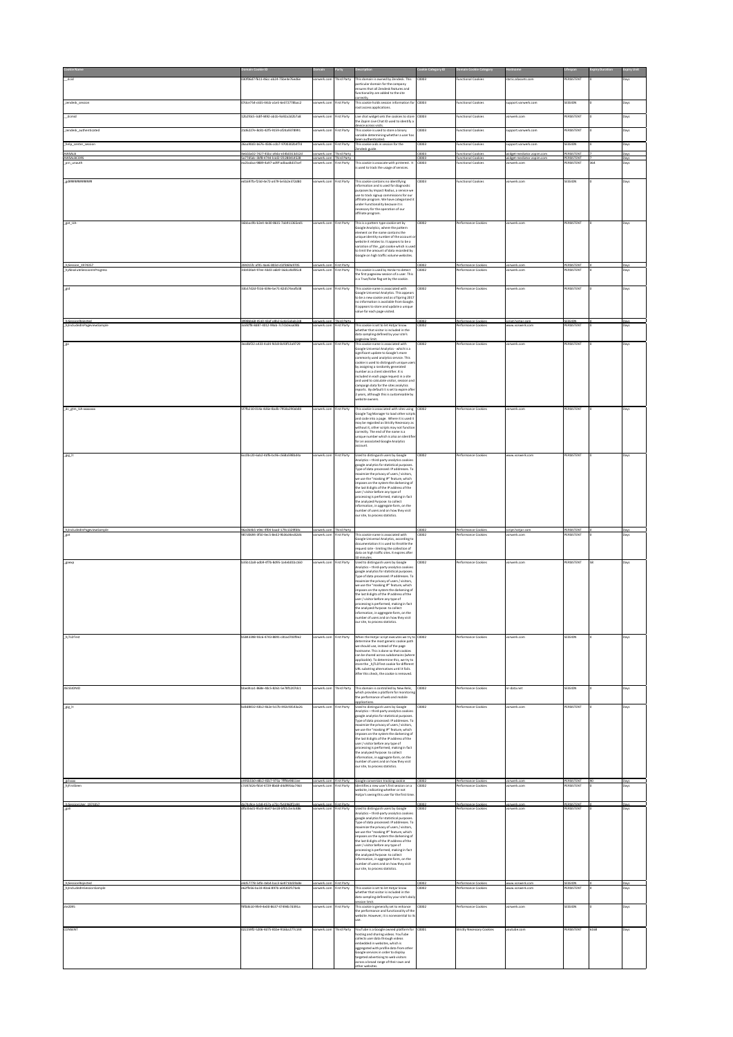| Cookie Name | Domain Cookie ID | Domain | Party | Description | Cookie Category ID | Domain Cookie Category | Hostname | Lifespan | Expiry Duration | Expiry Unit |
|---|---|---|---|---|---|---|---|---|---|---|
| __dcid | 0d0f0ed7-fb11-4bcc-ab24-75beda7bedbe | verwerk.com | Third Party | This domain is owned by Zendesk. This particular domain for the company ensures that all Zendesk features and functionality are added to the site correctly. | C0003 | Functional Cookies | static.zdassets.com | PERSISTENT | 0 | Days |
| _zendesk_session | 07dce754-c655-44cb-a1e5-6e0727785ac2 | verwerk.com | First Party | This cookie holds session information for root access applications. | C0003 | Functional Cookies | support.verwerk.com | SESSION | 0 | Days |
| __zlcmid | 12b2f0c5-3c87-4892-ab35-9c92a24267a8 | verwerk.com | First Party | Live chat widget sets the cookies to store the Zopim Live Chat ID used to identify a device across visits. | C0003 | Functional Cookies | verwerk.com | PERSISTENT | 0 | Days |
| _zendesk_authenticated | 25d6227e-8e0c-42f5-9159-cf2dc6078991 | verwerk.com | First Party | This cookie is used to store a binary variable determining whether a user has been authenticated. | C0003 | Functional Cookies | support.verwerk.com | PERSISTENT | 0 | Days |
| _help_center_session | 2bea90d3-6e7e-4b0e-a1b7-9700302bd7f3 | verwerk.com | First Party | This cookie is set as session for the Zendesk guide. | C0003 | Functional Cookies | support.verwerk.com | SESSION | 0 | Days |
| AWSALB | 8e602a02-7827-45bc-a9da-e34b013d12d | verwerk.com | Third Party | | C0003 | Functional Cookies | widget-mediator.zopim.com | PERSISTENT | 7 | Days |
| AWSALBCORS | ca77d9ab-d8f8-4744-b1d2-5528041e1528 | verwerk.com | Third Party | | C0003 | Functional Cookies | widget-mediator.zopim.com | PERSISTENT | 7 | Days |
| _pin_unauth | ea2bcdaa-9889-4a97-ad9f-adbaa8d37aef | verwerk.com | First Party | This cookie is associate with pinterest. It is used to track the usage of services. | C0003 | Functional Cookies | verwerk.com | PERSISTENT | 364 | Days |
| _gd####### | ed16975-f23d-4e72-a579-5e5b2e372d80 | verwerk.com | First Party | This cookie contains no identifying information and is used for diagnostic purposes by Impact Radius, a service we use to track signup commissions for our affiliate program. We have categorized it under Functionality because it is necessary for the operation of our affiliate program. | C0003 | Functional Cookies | verwerk.com | SESSION | 0 | Days |
| _gat_UA- | 16b0ac9b-b2e4-4e40-9b15-7bb9113b5ed1 | verwerk.com | First Party | This is a pattern type cookie set by Google Analytics, where the pattern element on the name contains the unique identity number of the account or website it relates to. It appears to be a variation of the _gat cookie which is used to limit the amount of data recorded by Google on high traffic volume websites. | C0002 | Performance Cookies | verwerk.com | PERSISTENT | 0 | Days |
| _hjSession_1974357 | 2046555c-af01-4ae6-983d-c02f669a9705 | verwerk.com | First Party | | C0002 | Performance Cookies | verwerk.com | PERSISTENT | 0 | Days |
| _hjAbsoluteSessionInProgress | 03b92bad-97ee-4b03-a609-1b6ca9df05c8 | verwerk.com | First Party | This cookie is used by HotJar to detect the first pageview session of a user. This is a True/False flag set by the cookie. | C0002 | Performance Cookies | verwerk.com | PERSISTENT | 0 | Days |
| _gid | 03b37d2d-f31b-4f9e-be71-82d574ed5b38 | verwerk.com | First Party | This cookie name is associated with Google Universal Analytics. This appears to be a new cookie and as of Spring 2017 no information is available from Google. It appears to store and update a unique value for each page visited. | C0002 | Performance Cookies | verwerk.com | PERSISTENT | 0 | Days |
| _hjSessionRejected | 0f8980a8-4531-41ef-a8b2-fa4b34ab52d8 | verwerk.com | Third Party | | C0002 | Performance Cookies | script.hotjar.com | SESSION | 0 | Days |
| _hjIncludedInPageviewSample | 0a4bf7f8-4887-4812-99bb-7171debaa905 | verwerk.com | First Party | This cookie is set to let Hotjar know whether that visitor is included in the data sampling defined by your site's pageview limit. | C0002 | Performance Cookies | www.verwerk.com | PERSISTENT | 0 | Days |
| _ga | 3ec8df22-ca43-41e0-9cb8-6e9ff1a49729 | verwerk.com | First Party | This cookie name is associated with Google Universal Analytics - which is a significant update to Google's more commonly used analytics service. This cookie is used to distinguish unique users by assigning a randomly generated number as a client identifier. It is included in each page request in a site and used to calculate visitor, session and campaign data for the sites analytics reports. By default it is set to expire after 2 years, although this is customisable by website owners. | C0002 | Performance Cookies | verwerk.com | PERSISTENT | 0 | Days |
| _dc_gtm_UA-xxxxxxxx | 5f7fb210-f21b-4d6e-8ad0-79bda290ab80 | verwerk.com | First Party | This cookie is associated with sites using Google Tag Manager to load other scripts and code into a page. Where it is used it may be regarded as Strictly Necessary as without it, other scripts may not function correctly. The end of the name is a unique number which is also an identifier for an associated Google Analytics account. | C0002 | Performance Cookies | verwerk.com | PERSISTENT | 0 | Days |
| _gig_?? | 6a00b2f0-6ab2-4dfb-b396-c568a598bd4a | verwerk.com | First Party | Used to distinguish users by Google Analytics – third-party analytics cookies: google analytics for statistical purposes. Type of data processed: IP addresses. To maximize the privacy of users / visitors, we use the "masking IP" feature, which imposes on the system the darkening of the last 8 digits of the IP address of the user / visitor before any type of processing is performed, making in fact the analyzed Purpose: to collect information, in aggregate form, on the number of users and on how they visit our site, to process statistics. | C0002 | Performance Cookies | www.verwerk.com | PERSISTENT | 0 | Days |
| _hjIncludedInPageviewSample | 96a0b4b5-e9ec-4f03-b1ad-17fe1329f04b | verwerk.com | Third Party | | C0002 | Performance Cookies | script.hotjar.com | PERSISTENT | 0 | Days |
| _gat | 987d0b94-3f50-4ec5-8e02-9b36d9dd0b06 | verwerk.com | First Party | This cookie name is associated with Google Universal Analytics, according to documentation it is used to throttle the request rate - limiting the collection of data on high traffic sites. It expires after 10 minutes. | C0002 | Performance Cookies | verwerk.com | PERSISTENT | 0 | Days |
| _gaexp | b350-12b9-ad09-477b-8d95-1b4eb01b1360 | verwerk.com | First Party | Used to distinguish users by Google Analytics – third-party analytics cookies: google analytics for statistical purposes. Type of data processed: IP addresses. To maximize the privacy of users / visitors, we use the "masking IP" feature, which imposes on the system the darkening of the last 8 digits of the IP address of the user / visitor before any type of processing is performed, making in fact the analyzed Purpose: to collect information, in aggregate form, on the number of users and on how they visit our site, to process statistics. | C0002 | Performance Cookies | verwerk.com | PERSISTENT | 58 | Days |
| _hjTLDTest | b5843398-93cb-4743-8891-c81a0793f9e2 | verwerk.com | First Party | When the Hotjar script executes we try to determine the most generic cookie path we should use, instead of the page hostname. This is done so that cookies can be shared across subdomains (where applicable). To determine this, we try to store the _hjTLDTest cookie for different URL substring alternatives until it fails. After this check, the cookie is removed. | C0002 | Performance Cookies | verwerk.com | SESSION | 0 | Days |
| JSESSIONID | bbed4ca1-868e-48c5-8261-5e76f1207dc1 | verwerk.com | Third Party | This domain is controlled by New Relic, which provides a platform for monitoring the performance of web and mobile applications. | C0002 | Performance Cookies | nr-data.net | SESSION | 0 | Days |
| _gig_?? | bd9d8432-03b2-4b2e-b17b-492c93543a26 | verwerk.com | First Party | Used to distinguish users by Google Analytics – third-party analytics cookies: google analytics for statistical purposes. Type of data processed: IP addresses. To maximize the privacy of users / visitors, we use the "masking IP" feature, which imposes on the system the darkening of the last 8 digits of the IP address of the user / visitor before any type of processing is performed, making in fact the analyzed Purpose: to collect information, in aggregate form, on the number of users and on how they visit our site, to process statistics. | C0002 | Performance Cookies | verwerk.com | PERSISTENT | 0 | Days |
| _gclxxxx | c6956b50-d6c2-4607-973a-7ff4e9811ee | verwerk.com | First Party | Google conversion tracking cookie | C0002 | Performance Cookies | verwerk.com | PERSISTENT | 90 | Days |
| _hjFirstSeen | c7d47826-f654-4729-8b68-d4d9956a7d63 | verwerk.com | First Party | Identifies a new user's first session on a website, indicating whether or not Hotjar's seeing this user for the first time. | C0002 | Performance Cookies | verwerk.com | PERSISTENT | 0 | Days |
| _hjSessionUser_1974357 | 5b7e4bca-1d5d-4175-a7fc-f5d4969f2e90 | verwerk.com | First Party | | C0002 | Performance Cookies | verwerk.com | PERSISTENT | 0 | Days |
| _gid | dfb3ba15-8a34-4b47-be18-bf01cbe3c486 | verwerk.com | First Party | Used to distinguish users by Google Analytics – third-party analytics cookies: google analytics for statistical purposes. Type of data processed: IP addresses. To maximize the privacy of users / visitors, we use the "masking IP" feature, which imposes on the system the darkening of the last 8 digits of the IP address of the user / visitor before any type of processing is performed, making in fact the analyzed Purpose: to collect information, in aggregate form, on the number of users and on how they visit our site, to process statistics. | C0002 | Performance Cookies | verwerk.com | PERSISTENT | 0 | Days |
| _hjSessionRejected | e4d57776-1e5b-4eb4-bac3-6e9710d39a8e | verwerk.com | First Party | | C0002 | Performance Cookies | www.verwerk.com | SESSION | 0 | Days |
| _hjIncludedInSessionSample | f42f5e0e-be33-4b2e-8979-a04302579aeb | verwerk.com | First Party | This cookie is set to let Hotjar know whether that visitor is included in the data sampling defined by your site's daily session limit. | C0002 | Performance Cookies | www.verwerk.com | PERSISTENT | 0 | Days |
| ins20XS | f8f0610-f9e9-4e00-8b37-47494b7d391a | verwerk.com | First Party | This cookie is generally set to enhance the performance and functionality of the website. However, it is non-essential to its use. | C0002 | Performance Cookies | verwerk.com | SESSION | 0 | Days |
| CONSENT | 022290f2-5206-4475-835e-416ba27fc164 | verwerk.com | Third Party | YouTube is a Google owned platform for hosting and sharing videos. YouTube collects user data through videos embedded in websites, which is aggregated with profile data from other Google services in order to display targeted advertising to web visitors across a broad range of their own and other websites. | C0001 | Strictly Necessary Cookies | youtube.com | PERSISTENT | 6168 | Days |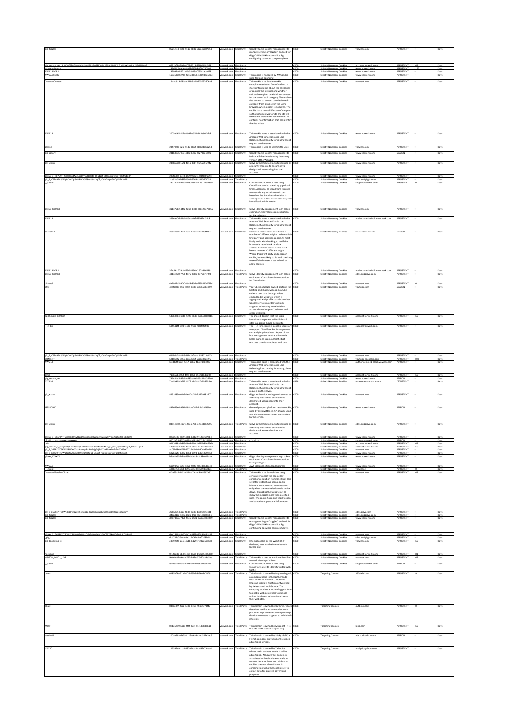| | | | | | | | | | | |
|---|---|---|---|---|---|---|---|---|---|---|
| gig_toggles | 0521c9f0-e85a-4117-a08a-6a2e0a067654 | vorwerk.com | First Party | Used by Gigya identity management to manage settings or 'toggles' enabled for Gigya's WebSDK functionality. E.g. configuring password complexity level. | C0001 | Strictly Necessary Cookies | vorwerk.com | PERSISTENT | 0 | Days |
| gig_canary_ver_3_IO7tp7R6pE4wdndvgUynHBR6xSoGFBYmN5kbAENgH_3tE_QNaX3M6pR_SIZG1LupH | 07210f5e-5908-4f75-9218-628fe0218f538 | vorwerk.com | First Party | | C0001 | Strictly Necessary Cookies | account.vorwerk.com | PERSISTENT | 365 | Days |
| vorwerk-de-sid | 185e82d5-ebca-4073-8f7f-9c3f5e79a502 | vorwerk.com | First Party | | C0001 | Strictly Necessary Cookies | www.vorwerk.com | PERSISTENT | 4167 | Days |
| AWSALBCORS | 1f999236-3f41-4b43-98bc-0355ccec3678 | vorwerk.com | First Party | | C0001 | Strictly Necessary Cookies | www.vorwerk.com | PERSISTENT | 6 | Days |
| AWSALBCORS | 1a5e56e0-27de-4c15-836d-e04b60ea6ebc | vorwerk.com | First Party | This cookie is managed by AWS and is used for load balancing. | C0001 | Strictly Necessary Cookies | www.vorwerk.com | PERSISTENT | 7 | Days |
| OptanonConsent | 1ab3d413-080a-45eb-8cf9-df05d9d30ba8 | vorwerk.com | First Party | This cookie is set by the cookie compliance solution from OneTrust. It stores information about the categories of cookies the site uses and whether visitors have given or withdrawn consent for the use of each category. This enables site owners to prevent cookies in each category from being set in the users browser, when consent is not given. The cookie has a normal lifespan of one year, so that returning visitors to the site will have their preferences remembered. It contains no information that can identify the site visitor. | C0001 | Strictly Necessary Cookies | vorwerk.com | PERSISTENT | 0 | Days |
| AWSELB | 2033ed65-2d7a-4997-ad53-4f63e90fb7c8 | vorwerk.com | First Party | This cookie name is associated with the Amazon Web Services Elastic Load Balancing functionality for routing client request on the server. | C0001 | Strictly Necessary Cookies | www.vorwerk.com | PERSISTENT | 0 | Days |
| session | 23477008-821c-4187-88a3-a8c8dd4ba253 | vorwerk.com | First Party | This cookie is used to identify the user. | C0001 | Strictly Necessary Cookies | vorwerk.com | PERSISTENT | 0 | Days |
| gig_canary | 2401047b-9a4e-46ed-bec7-58273aa1e5fa | vorwerk.com | First Party | Used by Gigya identity management to indicate if the client is using the canary version of the WebSDK. | C0001 | Strictly Necessary Cookies | www.vorwerk.com | SESSION | 0 | Days |
| glt_xxxxxx | 26ebaae8-1391-4011-888f-4175b56d242 | vorwerk.com | First Party | Gigya authentication login token used as a security measure to ensure only a designated user can log into their account. | C0001 | Strictly Necessary Cookies | www.vorwerk.com | PERSISTENT | 0 | Days |
| gltexp_3_z87vMHHSyWqRsCtkZgL9cDFYCxQY8tJ-U-u1qUf_rOdn0rqwGmTpiCffc1nBh | 2909b0e5-2e0d-4779-9092-4e03e60f0e9c | vorwerk.com | First Party | | C0001 | Strictly Necessary Cookies | www.vorwerk.com | PERSISTENT | 0 | Days |
| gig_3_z87vMHHSyWqRsCtkZgL9cDFYCxQY8tJ-U-u1qUf_rOdn0rqwGmTpiCffc1nBh | 2ce63b09-b8e9-43c5-92b3-c3103d0ff55 | vorwerk.com | Third Party | | C0001 | Strictly Necessary Cookies | cdns.eu1.gigya.com | PERSISTENT | 0 | Days |
| __cfduid | 2eb7408b-a7b0-4eec-9443-312317759659 | vorwerk.com | First Party | Cookie associated with sites using CloudFlare, used to speed up page load times. According to CloudFlare it is used to override any security restrictions based on the IP address the visitor is coming from. It does not contain any user identification information. | C0001 | Strictly Necessary Cookies | support.vorwerk.com | PERSISTENT | 30 | Days |
| gltexp_XXXXXX | 315375b2-8492-4d6a-b33a-a2d420a79655 | vorwerk.com | First Party | Gigya identity management login token expiration. Controls session expiration for Gigya logins. | C0001 | Strictly Necessary Cookies | vorwerk.com | PERSISTENT | 0 | Days |
| AWSELB | 3d9eea7d-21b1-4f3c-a0af-63f9924f35c0 | vorwerk.com | First Party | This cookie name is associated with the Amazon Web Services Elastic Load Balancing functionality for routing client request on the server. | C0001 | Strictly Necessary Cookies | author-aem1-e1-blue.vorwerk.com | PERSISTENT | 0 | Days |
| cookietest | 3ec2db0b-275f-457a-bacd-24f770df2be | vorwerk.com | First Party | Common cookie name could have a number of different origins. Where this is first party and a session cookie, its most likely to do with checking to see if the browser is set to block or allow cookies. Common cookie name could have a number of different origins. Where this is first party and a session cookie, its most likely to do with checking to see if the browser is set to block or allow cookies. | C0001 | Strictly Necessary Cookies | www.vorwerk.com | SESSION | 0 | Days |
| AWSELBCORS | 3fbc161f-79c3-47a2-865d-c2f97a866539 | vorwerk.com | First Party | | C0001 | Strictly Necessary Cookies | author-aem1-e1-blue.vorwerk.com | PERSISTENT | 0 | Days |
| gltexp_XXXXXX | 4313e770-77e3-4975-938b-9f575a7f72f8 | vorwerk.com | Third Party | Gigya identity management login token expiration. Controls session expiration for Gigya logins. | C0001 | Strictly Necessary Cookies | cdns.eu1.gigya.com | PERSISTENT | 0 | Days |
| Channel | 4a798745-90b0-4953-88de-260d34b0f342 | vorwerk.com | First Party | | C0001 | Strictly Necessary Cookies | vorwerk.com | PERSISTENT | 30 | Days |
| YSC | 4eef8886-c45e-40e4-8889-73c3663b6569 | vorwerk.com | Third Party | YouTube is a Google owned platform for hosting and sharing videos. YouTube collects user data through videos embedded in websites, which is aggregated with profile data from other Google services in order to display targeted advertising to web visitors across a broad range of their own and other websites. | C0001 | Strictly Necessary Cookies | youtube.com | SESSION | 0 | Days |
| apiDomain_XXXXXX | 4f704e09-b3d8-4223-9b38-ca4bcd260816 | vorwerk.com | First Party | The shared domain that the Gigya identity management API calls for all sites in a group should be sent to. | C0001 | Strictly Necessary Cookies | account.vorwerk.com | PERSISTENT | 365 | Days |
| __cf_bm | 6845419f-e15d-412d-914c-f0dd7f9ff89 | vorwerk.com | First Party | The __cf_bm cookie is a cookie necessary to support Cloudflare Bot Management, currently in private beta. As part of our bot management service, this cookie helps manage incoming traffic that matches criteria associated with bots. | C0001 | Strictly Necessary Cookies | support.vorwerk.com | PERSISTENT | 0 | Days |
| glt_3_z87vMHHSyWqRsCtkZgL9cDFYCxQY8tJ-U-u1qUf_rOdn0rqwGmTpiCffc1nBh | 6483ab28-888b-4d2e-8fba-a190d02de07b | vorwerk.com | First Party | | C0001 | Strictly Necessary Cookies | vorwerk.com | PERSISTENT | 0 | Days |
| CONSENT | 6815ac62-004a-493a-bc9f-67aadb2212f5 | vorwerk.com | Third Party | | C0001 | Strictly Necessary Cookies | youtube-nocookie.com | PERSISTENT | 6078 | Days |
| AWSELB | 6fe41cf7-b7e0-4c17-ae0a-4bc979e6326c | vorwerk.com | First Party | This cookie name is associated with the Amazon Web Services Elastic Load Balancing functionality for routing client request on the server. | C0001 | Strictly Necessary Cookies | author-aem1-e1-black.vorwerk.com | PERSISTENT | 0 | Days |
| gmid | 71066519-f90f-49f3-806d-dc6201b46a07 | vorwerk.com | First Party | | C0001 | Strictly Necessary Cookies | account.vorwerk.com | PERSISTENT | 365 | Days |
| gig_canary_ver | 73b48d45-379d-4493-a9a1-b6a51df2d280 | vorwerk.com | First Party | | C0001 | Strictly Necessary Cookies | www.vorwerk.com | SESSION | 0 | Days |
| AWSELB | 7ee9b133-b090-4976-bbf9-9d7c6d549daa | vorwerk.com | First Party | This cookie name is associated with the Amazon Web Services Elastic Load Balancing functionality for routing client request on the server. | C0001 | Strictly Necessary Cookies | myaccount.vorwerk.com | PERSISTENT | 0 | Days |
| glt_xxxxxx | 8091885e-01b7-4e40-b2f0-fc31793014b7 | vorwerk.com | First Party | Gigya authentication login token used as a security measure to ensure only a designated user can log into their account. | C0001 | Strictly Necessary Cookies | vorwerk.com | PERSISTENT | 0 | Days |
| JSESSIONID | 897bd5e6-9691-4880-a747-3cdaaf4034fec | vorwerk.com | First Party | General purpose platform session cookie, used by sites written in JSP. Usually used to maintain an anonymous user session by the server. | C0001 | Strictly Necessary Cookies | www.vorwerk.com | SESSION | 0 | Days |
| glt_xxxxxx | 8d91e080-eaaf-42be-a766-7df34466254S | vorwerk.com | First Party | Gigya authentication login token used as a security measure to ensure only a designated user can log into their account. | C0001 | Strictly Necessary Cookies | cdns.eu1.gigya.com | PERSISTENT | 0 | Days |
| gltexp_3_6A6RLY-T3EWbXBzRwQ2xz9toCqkEa8Wlag7qZoCZ6YPbzYOzTq2ok1G9herf | 8fb49e80-ed09-4bab-b312-0e1260d7e6a | vorwerk.com | First Party | | C0001 | Strictly Necessary Cookies | www.vorwerk.com | PERSISTENT | 0 | Days |
| _l_chi_cc_xxxxxxxxxxxxxxxxxx | 9402815-1222-4d6c-be5d-8667e7b2080b | vorwerk.com | First Party | _l_chi_cc | C0001 | Strictly Necessary Cookies | support.vorwerk.com | SESSION | 0 | Days |
| ucid | 92120886-6659-48e3-95cb-b221581e794b | vorwerk.com | First Party | | C0001 | Strictly Necessary Cookies | account.vorwerk.com | PERSISTENT | 365 | Days |
| gig_canary_3_IO7tp7R6pE4wdndvgUynHBR6xSoGFBYmN5kbAENgH_3tE_QNaX3M6pR_SIZG1LupH | a7745d97-e0b3-4dac-b4d1-f81873db45b3 | vorwerk.com | First Party | | C0001 | Strictly Necessary Cookies | account.vorwerk.com | PERSISTENT | 365 | Days |
| glt_3_6A6RLY-T3EWbXBzRwQ2xz9toCqkEa8Wlag7qZoCZ6YPbzYOzTq2ok1G9herf | ac096806-6748-4271-bd09-0f93d6b55eddf | vorwerk.com | First Party | | C0001 | Strictly Necessary Cookies | www.vorwerk.com | PERSISTENT | 0 | Days |
| glt_3_z87vMHHSyWqRsCtkZgL9cDFYCxQY8tJ-U-u1qUf_rOdn0rqwGmTpiCffc1nBh | b22b0d93-6cb5-43ad-b993-33477c49f269 | vorwerk.com | First Party | | C0001 | Strictly Necessary Cookies | vorwerk.com | PERSISTENT | 0 | Days |
| gltexp_XXXXXX | b5c88e95-b63e-43bd-bce8-adc88e0d6daa | vorwerk.com | First Party | Gigya identity management login token expiration. Controls session expiration for Gigya logins. | C0001 | Strictly Necessary Cookies | www.vorwerk.com | PERSISTENT | 0 | Days |
| AWSALB | ba09f9b9-1a53-43b8-9020-86be8d6daeeb | vorwerk.com | First Party | AWS ELB application load balancer | C0001 | Strictly Necessary Cookies | www.vorwerk.com | PERSISTENT | 7 | Days |
| __cfduid | c034efbc-ac98-4395-a88c-0e8b0f85d474 | vorwerk.com | Third Party | | C0001 | Strictly Necessary Cookies | vorwerk.it | PERSISTENT | 30 | Days |
| OptanonAlertBoxClosed | cf2e64a4-1453-45d9-a7ad-df59b2597a42 | vorwerk.com | First Party | This cookie is set by websites using certain versions of the cookie law compliance solution from OneTrust. It is set after visitors have seen a cookie information notice and in some cases only when they actively close the notice down. It enables the website not to show the message more than once to a user. The cookie has a one year lifespan and contains no personal information. | C0001 | Strictly Necessary Cookies | vorwerk.com | PERSISTENT | 365 | Days |
| glt_3_6A6RLY-T3EWbXBzRwQ2xz9toCqkEa8Wlag7qZoCZ6YPbzYOzTq2ok1G9herf | d5d6ab15-b4a9-40de-ba85-1db0179034d1 | vorwerk.com | Third Party | | C0001 | Strictly Necessary Cookies | cdns.gigya.com | PERSISTENT | 0 | Days |
| gig_toggles | d4ce31ce-425b-4ed0-8fb0-3ec1ec8b6561 | vorwerk.com | Third Party | | C0001 | Strictly Necessary Cookies | cdns.eu1.gigya.com | PERSISTENT | 0 | Days |
| gig_toggles | d7a730ca-7862-41eb-a601-860dcee800d9 | vorwerk.com | First Party | Used by Gigya identity management to manage settings or 'toggles' enabled for Gigya's WebSDK functionality. E.g. configuring password complexity level. | C0001 | Strictly Necessary Cookies | www.vorwerk.com | PERSISTENT | 0 | Days |
| gltexp_3_6A6RLY-T3EWbXBzRwQ2xz9toCqkEa8Wlag7qZoCZ6YPbzYOzTq2ok1G9herf | daa2519b-8e70-4c2a-80f3-a289d48bad4 | vorwerk.com | Third Party | | C0001 | Strictly Necessary Cookies | cdns.gigya.com | PERSISTENT | 0 | Days |
| _gig_llt | dd3782c7-ed4a-4c11-b06b-59ef5288d9fe | vorwerk.com | Third Party | | C0001 | Strictly Necessary Cookies | cdns.eu1.gigya.com | PERSISTENT | 0 | Days |
| gig_bootstrap_3_ | e6892850-2e4e-4b1b-b129-7e232a6990c2 | vorwerk.com | First Party | Internal cookie for the Web SDK. If declined, user may be intermittently logged out. | C0001 | Strictly Necessary Cookies | vorwerk.com | PERSISTENT | 365 | Days |
| randomid | f5120a89-0b40-4e61-9595-b9dacc5ed5db0 | vorwerk.com | First Party | | C0001 | Strictly Necessary Cookies | account.vorwerk.com | PERSISTENT | 181 | Days |
| VISITOR_INFO1_LIVE | f60a5e07-c66b-4792-b05e-373d0ad4e46e | vorwerk.com | Third Party | This cookie is used as a unique identifier to track viewing of videos | C0001 | Strictly Necessary Cookies | youtube.com | PERSISTENT | 180 | Days |
| __cfduid | f9843575-406b-4828-ab1b-05b09dcbc5f5 | vorwerk.com | First Party | Cookie associated with sites using CloudFlare, used to identify trusted web traffic. | C0001 | Strictly Necessary Cookies | support.vorwerk.com | SESSION | 0 | Days |
| uuid | 02656f9e-931d-4f54-8016-b99ae5e70f5d | vorwerk.com | Third Party | This domain is owned by Improve Digital, a company based in the Netherlands with offices in various EU locations. Improve Digital is itself majority owned by Swiss-based PubliGroupe. The company provides a technology platform to enable website owners to manage online third party advertising through their websites. | C0004 | Targeting Cookies | 360yield.com | PERSISTENT | 89 | Days |
| obuid | 06cae0f7-278a-4e8a-87a8-f2eb35f73f47 | vorwerk.com | Third Party | This domain is owned by Outbrain, which describes itself as a content discovery platform. It provides technology to help distribute content targeted to individuals interests. | C0004 | Targeting Cookies | outbrain.com | PERSISTENT | 90 | Days |
| MUID | 0e1e6799-6b43-4f0f-973f-51a135d0db16 | vorwerk.com | Third Party | This domain is owned by Mircosoft - it is the site for the search engine Bing. | C0004 | Targeting Cookies | bing.com | PERSISTENT | 365 | Days |
| sessionId | 100e65ba-da7d-4116-a6a3-c8ed357e4ec3 | vorwerk.com | Third Party | This domain is owned by StickyADS.TV, a French company providing online video advertising services. | C0004 | Targeting Cookies | ads.stickyadstv.com | SESSION | 0 | Days |
| IDSYNC | 11639fe9-1e48-4329-bba3-c1437c7feb4d | vorwerk.com | Third Party | This domain is owned by Yahoo Inc. whose main business model is online advertising. Although this domain is associated with Yahoo's web analytics service, because these are third party cookies they can allow Yahoo, in combination with other cookies set, to collect data for targeted advertising purposes. | C0004 | Targeting Cookies | analytics.yahoo.com | PERSISTENT | 0 | Days |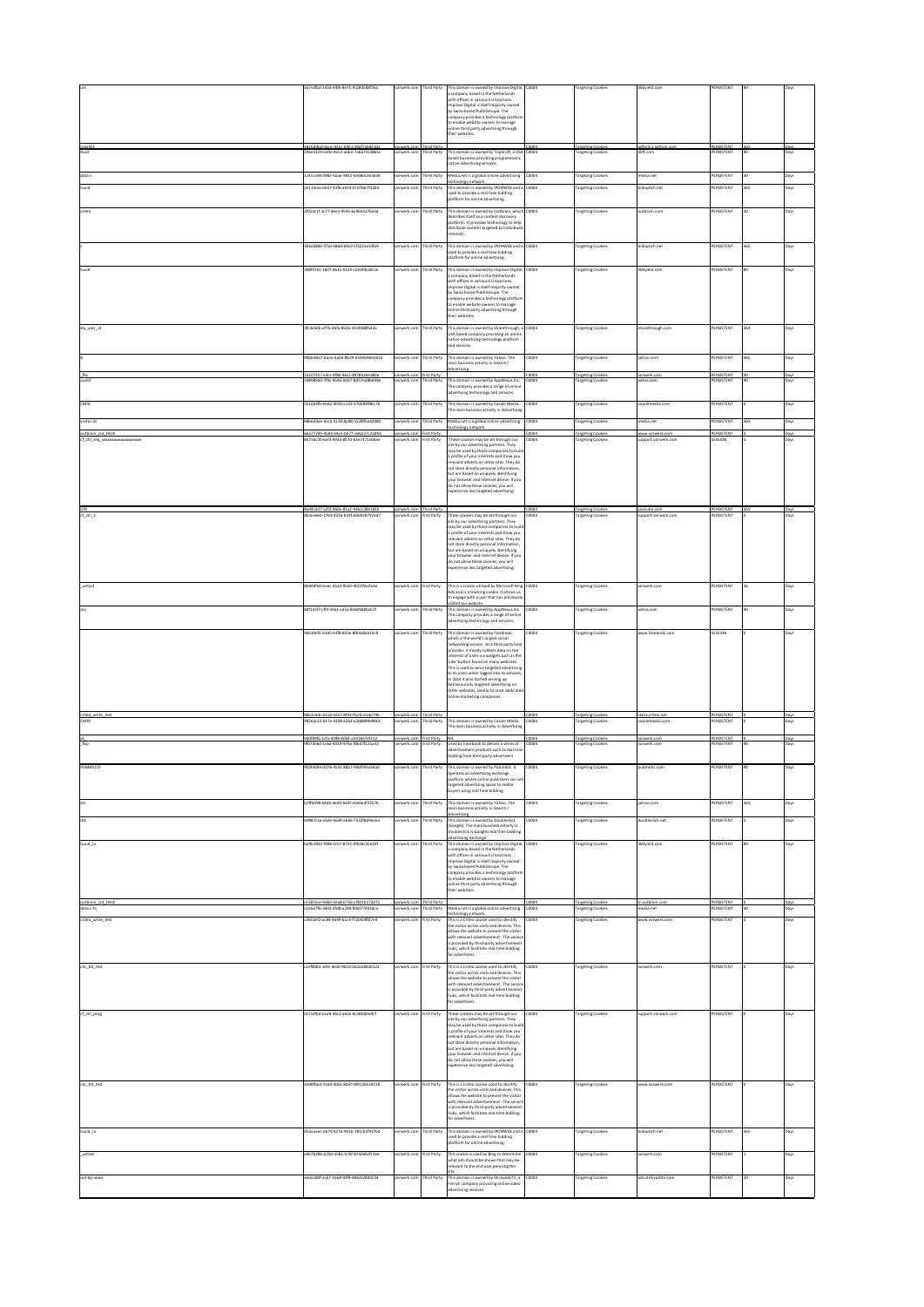| | | | | | | | | | | |
|---|---|---|---|---|---|---|---|---|---|---|
| um | 1b7cdfbd-1454-44fe-8e71-9c28d5d4f6ea | vorwerk.com | Third Party | This domain is owned by Improve Digital, a company based in the Netherlands with offices in various EU locations. Improve Digital is itself majority owned by Swiss-based PubliGroupe. The company provides a technology platform to enable website owners to manage online third party advertising through their websites. | C0004 | Targeting Cookies | 360yield.com | PERSISTENT | 89 | Days |
| uuid2 | 1825d4b0-2cca-43ce-89c2-39a72d6b4682 | vorwerk.com | Third Party | | C0004 | Targeting Cookies | adform1.adfxin.com | PERSISTENT | 365 | Days |
| tluid | 19be4329-ea4e-4e52-ade4-7deb7318f6ec | vorwerk.com | Third Party | This domain is owned by TripleLift, a USA based business providing programmatic native advertising services. | C0004 | Targeting Cookies | 3lift.com | PERSISTENT | 90 | Days |
| data-c | 1c41ca49-9982-4aae-9832-bed60c263439 | vorwerk.com | Third Party | Media.net is a global online advertising technology network. | C0004 | Targeting Cookies | media.net | PERSISTENT | 30 | Days |
| tuuid | 2e133cba-6b57-43fb-a414-07d76b7f3289 | vorwerk.com | Third Party | This domain is owned by IPONWEB and is used to provide a real time bidding platform for online advertising. | C0004 | Targeting Cookies | bidswitch.net | PERSISTENT | 365 | Days |
| criteo | 2f05ac1f-1c77-46e1-9591-ba9664276d3d | vorwerk.com | Third Party | This domain is owned by Outbrain, which describes itself as a content discovery platform. It provides technology to help distribute content targeted to individuals interests. | C0004 | Targeting Cookies | outbrain.com | PERSISTENT | 30 | Days |
| c | 30b08880-f75d-48b0-b9e0-5f3231e43fe9 | vorwerk.com | Third Party | This domain is owned by IPONWEB and is used to provide a real time bidding platform for online advertising. | C0004 | Targeting Cookies | bidswitch.net | PERSISTENT | 365 | Days |
| tuuid | 348f0761-1607-4615-9120-c24c99ca6cc6 | vorwerk.com | Third Party | This domain is owned by Improve Digital, a company based in the Netherlands with offices in various EU locations. Improve Digital is itself majority owned by Swiss-based PubliGroupe. The company provides a technology platform to enable website owners to manage online third party advertising through their websites. | C0004 | Targeting Cookies | 360yield.com | PERSISTENT | 89 | Days |
| stx_user_id | 35cde606-a77b-4bfa-85da-19c9488f5d3e | vorwerk.com | Third Party | This domain is owned by Sharethrough, a USA based company providing an online native advertising technology platform and services. | C0004 | Targeting Cookies | sharethrough.com | PERSISTENT | 364 | Days |
| B | 38bb94a7-6aae-4a64-8b29-d39e694eb42a | vorwerk.com | Third Party | This domain is owned by Yahoo. The main business activity is: Search / Advertising | C0004 | Targeting Cookies | yahoo.com | PERSISTENT | 365 | Days |
| _fbc | 53107537-edcc-4f80-96c2-8978ba4e482e | vorwerk.com | First Party | | C0004 | Targeting Cookies | vorwerk.com | PERSISTENT | 90 | Days |
| uuid2 | 548985b0-7f9c-45eb-b0b7-8d57ea8bd08e | vorwerk.com | Third Party | This domain is owned by AppNexus Inc. The company provides a range of online advertising technology and services. | C0004 | Targeting Cookies | adnxs.com | PERSISTENT | 90 | Days |
| CMID | 5516b4fb-e542-4034-a133-37bb9498e276 | vorwerk.com | Third Party | This domain is owned by Casale Media. The main business activity is: Advertising | C0004 | Targeting Cookies | casalemedia.com | PERSISTENT | 0 | Days |
| visitor-id | 58fe4dae-dcca-4139-8289-5b289fe42082 | vorwerk.com | Third Party | Media.net is a global online advertising technology network. | C0004 | Targeting Cookies | media.net | PERSISTENT | 365 | Days |
| outbrain_cid_fetch | 6ba77749-4584-4ba3-b677-aeb27c33d0a4 | vorwerk.com | First Party | | C0004 | Targeting Cookies | www.vorwerk.com | PERSISTENT | 0 | Days |
| cf_chl_seq_xxxxxxxxxxxxxxxxxxx | 6f75dc20-4af8-49b0-857d-61e7471ad0ee | vorwerk.com | First Party | These cookies may be set through our site by our advertising partners. They may be used by those companies to build a profile of your interests and show you relevant adverts on other sites. They do not store directly personal information, but are based on uniquely identifying your browser and internet device. If you do not allow these cookies, you will experience less targeted advertising. | C0004 | Targeting Cookies | support.vorwerk.com | SESSION | 0 | Days |
| GPS | 8ad4cb27-a25f-4a0e-81a2-93acc28e1f01 | vorwerk.com | Third Party | | C0004 | Targeting Cookies | youtube.com | PERSISTENT | 365 | Days |
| cf_chl_2 | 8bbcee6b-2769-4316-b19f-6dd9387926d7 | vorwerk.com | First Party | These cookies may be set through our site by our advertising partners. They may be used by those companies to build a profile of your interests and show you relevant adverts on other sites. They do not store directly personal information, but are based on uniquely identifying your browser and internet device. If you do not allow these cookies, you will experience less targeted advertising. | C0004 | Targeting Cookies | support.vorwerk.com | PERSISTENT | 0 | Days |
| _uetvid | 8b848fa0-bdec-41a9-9559-4021f9cd5dae | vorwerk.com | First Party | This is a cookie utilised by Microsoft Bing Ads and is a tracking cookie. It allows us to engage with a user that has previously visited our website. | C0004 | Targeting Cookies | vorwerk.com | PERSISTENT | 16 | Days |
| anj | 8d1b5f7-cff4-4361-a35a-da6b9d8bdc1f | vorwerk.com | Third Party | This domain is owned by AppNexus Inc. The company provides a range of online advertising technology and services. | C0004 | Targeting Cookies | adnxs.com | PERSISTENT | 90 | Days |
| | 90303ef5-1dd5-43f8-850a-8fb9a8c61bc8 | vorwerk.com | Third Party | This domain is owned by Facebook, which is the world's largest social networking service. As a third party host provider, it mostly collects data on the interests of users via widgets such as the 'Like' button found on many websites. This is used to serve targeted advertising to its users when logged into its services. In 2014 it also started serving up behaviourally targeted advertising on other websites, similar to most dedicated online marketing companies. | C0004 | Targeting Cookies | www.facebook.com | SESSION | 0 | Days |
| criteo_write_test | 960cdc6c-b150-4257-8f92-91e5ce14d79b | vorwerk.com | Third Party | | C0004 | Targeting Cookies | static.criteo.net | PERSISTENT | 0 | Days |
| CMPS | 9926d212-617e-4308-a2d3-a26d8069b9e1 | vorwerk.com | Third Party | This domain is owned by Casale Media. The main business activity is: Advertising | C0004 | Targeting Cookies | casalemedia.com | PERSISTENT | 0 | Days |
| _uc | 9a0f94f6-1cf5-4099-8064-a1618e7ef212 | vorwerk.com | First Party | N/A | C0004 | Targeting Cookies | vorwerk.com | PERSISTENT | 0 | Days |
| _fbp | 9f07d5e0-1cbd-4319-976b-f8bd7f331a32 | vorwerk.com | First Party | Used by Facebook to deliver a series of advertisement products such as real time bidding from third party advertisers | C0004 | Targeting Cookies | vorwerk.com | PERSISTENT | 90 | Days |
| PUBMDCID | 9f1f4d90-cb76-4531-8bb7-98d5f61a61a0 | vorwerk.com | Third Party | This domain is owned by Pubmatic. It operates an advertising exchange platform where online publishers can sell targeted advertising space to media buyers using real time bidding. | C0004 | Targeting Cookies | pubmatic.com | PERSISTENT | 90 | Days |
| A3 | b1ff6098-b4d6-4e40-b63f-ebe0e4f2357b | vorwerk.com | Third Party | This domain is owned by Yahoo. The main business activity is: Search / Advertising | C0004 | Targeting Cookies | yahoo.com | PERSISTENT | 365 | Days |
| IDE | b9987c1a-c626-4639-a0a6-7532f8d9ea5a | vorwerk.com | Third Party | This domain is owned by Doubleclick (Google). The main business activity is: Doubleclick is Googles real time bidding advertising exchange | C0004 | Targeting Cookies | doubleclick.net | PERSISTENT | 0 | Days |
| tuuid_lu | ba9b3933-f998-4c57-8723-d9b56c35ed3f | vorwerk.com | Third Party | This domain is owned by Improve Digital, a company based in the Netherlands with offices in various EU locations. Improve Digital is itself majority owned by Swiss-based PubliGroupe. The company provides a technology platform to enable website owners to manage online third party advertising through their websites. | C0004 | Targeting Cookies | 360yield.com | PERSISTENT | 89 | Days |
| outbrain_cid_fetch | c1587ece-9eb6-4ea8-b716-c4811a172d72 | vorwerk.com | Third Party | | C0004 | Targeting Cookies | tr.outbrain.com | PERSISTENT | 0 | Days |
| data-c-ts | c2ebd79b-3403-4508-a248-f04d7740ddca | vorwerk.com | Third Party | Media.net is a global online advertising technology network. | C0004 | Targeting Cookies | media.net | PERSISTENT | 30 | Days |
| criteo_write_test | c3661ef3-acd4-46d9-b1c6-f72043f8f7e4 | vorwerk.com | First Party | This is a Criteo cookie used to identify the visitor across visits and devices. This allows the website to present the visitor with relevant advertisement - The service is provided by third-party advertisement hubs, which facilitate real-time bidding for advertisers. | C0004 | Targeting Cookies | www.vorwerk.com | PERSISTENT | 0 | Days |
| cto_tld_test | caef8083-1ef4-4e00-982d-062cb843b522 | vorwerk.com | First Party | This is a Criteo cookie used to identify the visitor across visits and devices. This allows the website to present the visitor with relevant advertisement - The service is provided by third-party advertisement hubs, which facilitate real-time bidding for advertisers. | C0004 | Targeting Cookies | vorwerk.com | PERSISTENT | 0 | Days |
| cf_chl_prog | cb7a4f6d-e1a8-44c3-a62e-6ce6bbfed6f7 | vorwerk.com | First Party | These cookies may be set through our site by our advertising partners. They may be used by those companies to build a profile of your interests and show you relevant adverts on other sites. They do not store directly personal information, but are based on uniquely identifying your browser and internet device. If you do not allow these cookies, you will experience less targeted advertising. | C0004 | Targeting Cookies | support.vorwerk.com | PERSISTENT | 0 | Days |
| cto_tld_test | d308f6a4-31dd-4b0c-8b3f-d49120e2d218 | vorwerk.com | First Party | This is a Criteo cookie used to identify the visitor across visits and devices. This allows the website to present the visitor with relevant advertisement - The service is provided by third-party advertisement hubs, which facilitate real-time bidding for advertisers. | C0004 | Targeting Cookies | www.vorwerk.com | PERSISTENT | 0 | Days |
| tuuid_lu | d55aaaec-e679-4278-9016-785cb1f9d7b4 | vorwerk.com | Third Party | This domain is owned by IPONWEB and is used to provide a real time bidding platform for online advertising. | C0004 | Targeting Cookies | bidswitch.net | PERSISTENT | 365 | Days |
| _uetsid | e9b7829b-b763-45d2-b7bf-97d36ecf13ee | vorwerk.com | First Party | This cookie is used by Bing to determine what ads should be shown that may be relevant to the end user perusing the site. | C0004 | Targeting Cookies | vorwerk.com | PERSISTENT | 1 | Days |
| uid-bp-xxxx | ee0cd08f-acb7-4168-92f8-4806b28f0234 | vorwerk.com | Third Party | This domain is owned by StickyAdsTV, a French company providing online video advertising services. | C0004 | Targeting Cookies | ads.stickyadstv.com | PERSISTENT | 29 | Days |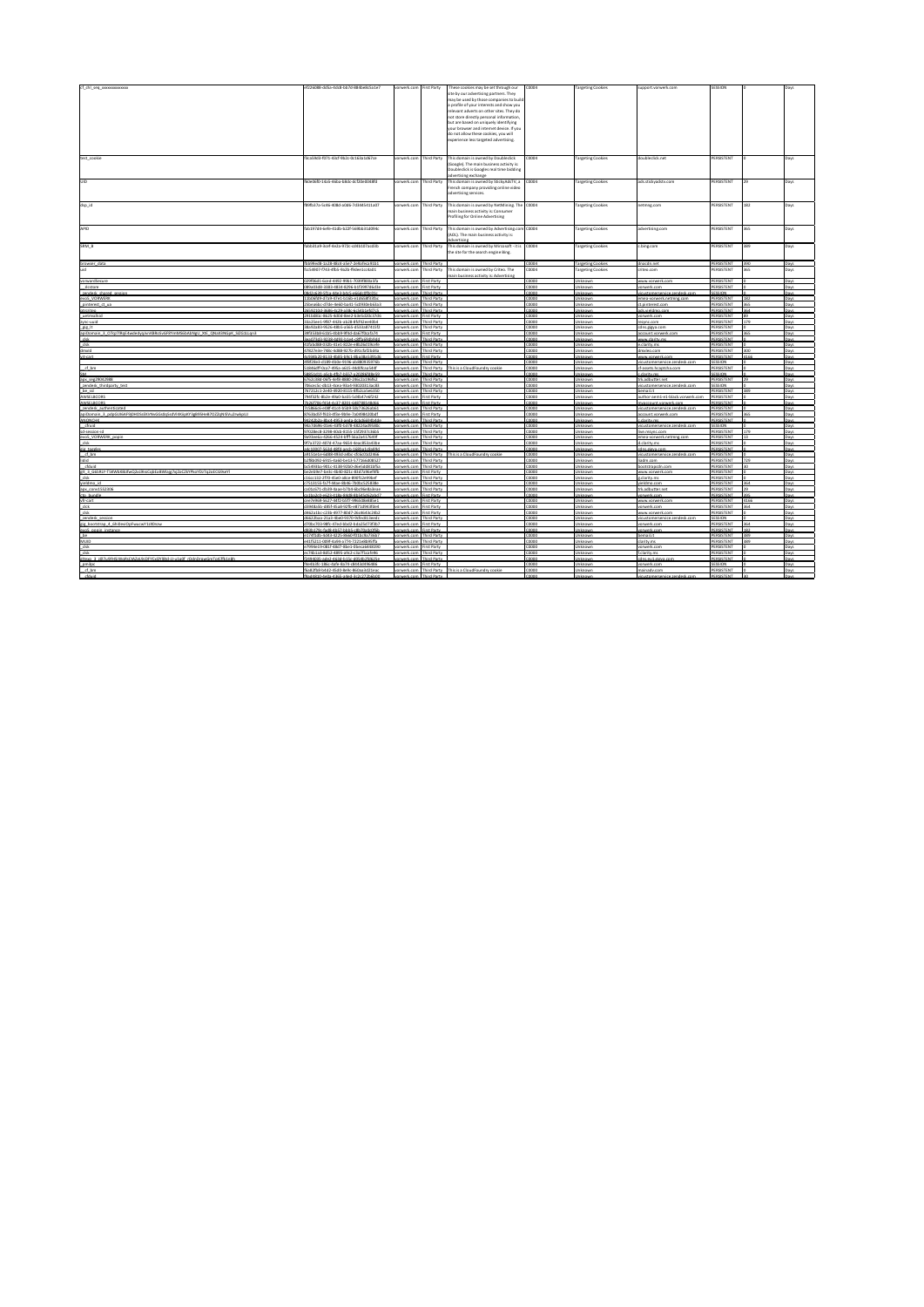| | | | | | | | | | | |
|---|---|---|---|---|---|---|---|---|---|---|
| _cf_chl_seq_xxxxxxxxxxxxxx | ef22608b-0d5a-4dd8-bb7d-f8b8eb5a1e7 | vonwerk.com | First Party | These cookies may be set through our site by our advertising partners. They may be used by those companies to build a profile of your interests and show you relevant adverts on other sites. They do not store directly personal information, but are based on uniquely identifying your browser and internet device. If you do not allow these cookies, you will experience less targeted advertising. | C0004 | Targeting Cookies | support.vonwerk.com | SESSION | 0 | Days |
| test_cookie | | vonwerk.com | Third Party | This domain is owned by Doubleclick (Google). The main business activity is: Doubleclick is Googles real time bidding advertising exchange | C0004 | Targeting Cookies | doubleclick.net | PERSISTENT | 0 | Days |
| UID | | vonwerk.com | Third Party | This domain is owned by StickyAdsTV, a French company providing online video advertising services. | C0004 | Targeting Cookies | ads.stickyadstv.com | PERSISTENT | 29 | Days |
| dsp_id | | vonwerk.com | Third Party | This domain is owned by NetMining. The main business activity is: Consumer Profiling for Online Advertising | C0004 | Targeting Cookies | netmng.com | PERSISTENT | 182 | Days |
| APID | | vonwerk.com | Third Party | This domain is owned by Advertising.com (AOL). The main business activity is: Advertising | C0004 | Targeting Cookies | advertising.com | PERSISTENT | 365 | Days |
| SRM_B | | vonwerk.com | Third Party | This domain is owned by Microsoft - It is the site for the search engine Bing. | C0004 | Targeting Cookies | c.bing.com | PERSISTENT | 389 | Days |
| browser_data | | vonwerk.com | Third Party | | C0004 | Targeting Cookies | dnacdn.net | PERSISTENT | 390 | Days |
| uid | | vonwerk.com | Third Party | This domain is owned by Criteo. The main business activity is: Advertising | C0004 | Targeting Cookies | criteo.com | PERSISTENT | 365 | Days |
| vonwerksecure | | vonwerk.com | First Party | | C0000 | Unknown | www.vonwerk.com | PERSISTENT | 0 | Days |
| _dcttrans | | vonwerk.com | First Party | | C0000 | Unknown | vonwerk.com | PERSISTENT | 0 | Days |
| _zendesk_shared_session | | vonwerk.com | Third Party | | C0000 | Unknown | vicustomerservice.zendesk.com | SESSION | 0 | Days |
| ezCS_VONWERK | | vonwerk.com | Third Party | | C0000 | Unknown | emea-vonwerk.netmng.com | PERSISTENT | 182 | Days |
| _pinterest_ct_ua | | vonwerk.com | Third Party | | C0000 | Unknown | ct.pinterest.com | PERSISTENT | 365 | Days |
| ssid | | vonwerk.com | Third Party | | C0000 | Unknown | adsrvr.org | PERSISTENT | 364 | Days |
| _swiresdcad | | vonwerk.com | First Party | | C0000 | Unknown | vonwerk.com | PERSISTENT | 89 | Days |
| sync-uuid | | vonwerk.com | Third Party | | C0000 | Unknown | mopinc.com | PERSISTENT | 179 | Days |
| _gig_ll | | vonwerk.com | Third Party | | C0000 | Unknown | cdns.gigya.com | PERSISTENT | 0 | Days |
| _clck | | vonwerk.com | First Party | | C0000 | Unknown | account.vonwerk.com | PERSISTENT | 365 | Days |
| _clsk | | vonwerk.com | Third Party | | C0000 | Unknown | www.clarity.ms | PERSISTENT | 0 | Days |
| _clsk | | vonwerk.com | Third Party | | C0000 | Unknown | e.clarity.ms | PERSISTENT | 0 | Days |
| dmeid | | vonwerk.com | Third Party | | C0000 | Unknown | dmxleo.com | PERSISTENT | 300 | Days |
| vt-cart | | vonwerk.com | First Party | | C0000 | Unknown | www.vonwerk.com | PERSISTENT | 4166 | Days |
| _help_center_session | | vonwerk.com | Third Party | | C0000 | Unknown | vicustomerservice.zendesk.com | SESSION | 0 | Days |
| __cf_bm | | vonwerk.com | Third Party | This is a CloudFoundry cookie | C0000 | Unknown | cf-assets.hcaptcha.com | PERSISTENT | 0 | Days |
| SM | | vonwerk.com | Third Party | | C0000 | Unknown | c.clarity.ms | SESSION | 0 | Days |
| spx_sing | | vonwerk.com | Third Party | | C0000 | Unknown | bh.adbutter.net | PERSISTENT | 29 | Days |
| _zendesk_thirdparty_test | | vonwerk.com | Third Party | | C0000 | Unknown | vicustomerservice.zendesk.com | SESSION | 0 | Days |
| __kw_uid | | vonwerk.com | Third Party | | C0000 | Unknown | bemob.li | PERSISTENT | 389 | Days |
| AWSELBCORS | | vonwerk.com | First Party | | C0000 | Unknown | author-service-elb.vonwerk.com | PERSISTENT | 0 | Days |
| AWSELBCORS | | vonwerk.com | First Party | | C0000 | Unknown | myaccount.vonwerk.com | PERSISTENT | 0 | Days |
| _zendesk_authenticated | | vonwerk.com | Third Party | | C0000 | Unknown | vicustomerservice.zendesk.com | PERSISTENT | 0 | Days |
| _gcl_au | | vonwerk.com | First Party | | C0000 | Unknown | account.vonwerk.com | PERSISTENT | 365 | Days |
| ANONCHK | | vonwerk.com | Third Party | | C0000 | Unknown | c.clarity.ms | PERSISTENT | 0 | Days |
| __cfruid | | vonwerk.com | Third Party | | C0000 | Unknown | vicustomerservice.zendesk.com | SESSION | 0 | Days |
| sd-session-id | | vonwerk.com | Third Party | | C0000 | Unknown | live.mopinc.com | PERSISTENT | 179 | Days |
| ezCS_VONWERK_pages | | vonwerk.com | Third Party | | C0000 | Unknown | emea-vonwerk.netmng.com | PERSISTENT | 13 | Days |
| _clsk | | vonwerk.com | Third Party | | C0000 | Unknown | d.clarity.ms | PERSISTENT | 0 | Days |
| gig_bootstrap | | vonwerk.com | Third Party | | C0000 | Unknown | cdns.gigya.com | PERSISTENT | 0 | Days |
| __cf_bm | | vonwerk.com | Third Party | This is a CloudFoundry cookie | C0000 | Unknown | vicustomerservice.zendesk.com | PERSISTENT | 0 | Days |
| tluid | | vonwerk.com | Third Party | | C0000 | Unknown | 3lader.com | PERSISTENT | 729 | Days |
| _cfduid | | vonwerk.com | Third Party | | C0000 | Unknown | bootstrapcdn.com | PERSISTENT | 30 | Days |
| glt_ | | vonwerk.com | First Party | | C0000 | Unknown | www.vonwerk.com | PERSISTENT | 0 | Days |
| _clsk | | vonwerk.com | Third Party | | C0000 | Unknown | g.clarity.ms | PERSISTENT | 0 | Days |
| yieldmo_id | | vonwerk.com | Third Party | | C0000 | Unknown | yieldmo.com | PERSISTENT | 364 | Days |
| spx_conv | | vonwerk.com | Third Party | | C0000 | Unknown | bh.adbutter.net | PERSISTENT | 29 | Days |
| ttc_bundle | | vonwerk.com | First Party | | C0000 | Unknown | vonwerk.com | PERSISTENT | 365 | Days |
| vt-cart | | vonwerk.com | First Party | | C0000 | Unknown | www.vonwerk.com | PERSISTENT | 4166 | Days |
| _ruid | | vonwerk.com | First Party | | C0000 | Unknown | vonwerk.com | PERSISTENT | 364 | Days |
| _clsk | | vonwerk.com | First Party | | C0000 | Unknown | www.vonwerk.com | PERSISTENT | 0 | Days |
| _zendesk_session | | vonwerk.com | Third Party | | C0000 | Unknown | vicustomerservice.zendesk.com | SESSION | 0 | Days |
| gig_bootstrap | | vonwerk.com | First Party | | C0000 | Unknown | vonwerk.com | PERSISTENT | 364 | Days |
| MSR_count_instance | | vonwerk.com | First Party | | C0000 | Unknown | vonwerk.com | PERSISTENT | 182 | Days |
| __kw | | vonwerk.com | Third Party | | C0000 | Unknown | bemob.li | PERSISTENT | 389 | Days |
| MUID | | vonwerk.com | Third Party | | C0000 | Unknown | clarity.ms | PERSISTENT | 389 | Days |
| _clsk | | vonwerk.com | First Party | | C0000 | Unknown | vonwerk.com | PERSISTENT | 0 | Days |
| _clsk | | vonwerk.com | Third Party | | C0000 | Unknown | f.clarity.ms | PERSISTENT | 0 | Days |
| gmid | | vonwerk.com | Third Party | | C0000 | Unknown | cdns.eu1.gigya.com | PERSISTENT | 0 | Days |
| _pin_unauth | | vonwerk.com | First Party | | C0000 | Unknown | vonwerk.com | SESSION | 0 | Days |
| __cf_bm | | vonwerk.com | Third Party | This is a CloudFoundry cookie | C0000 | Unknown | mailcdn.com | PERSISTENT | 0 | Days |
| __cfduid | | vonwerk.com | Third Party | | C0000 | Unknown | vicustomerservice.zendesk.com | PERSISTENT | 30 | Days |